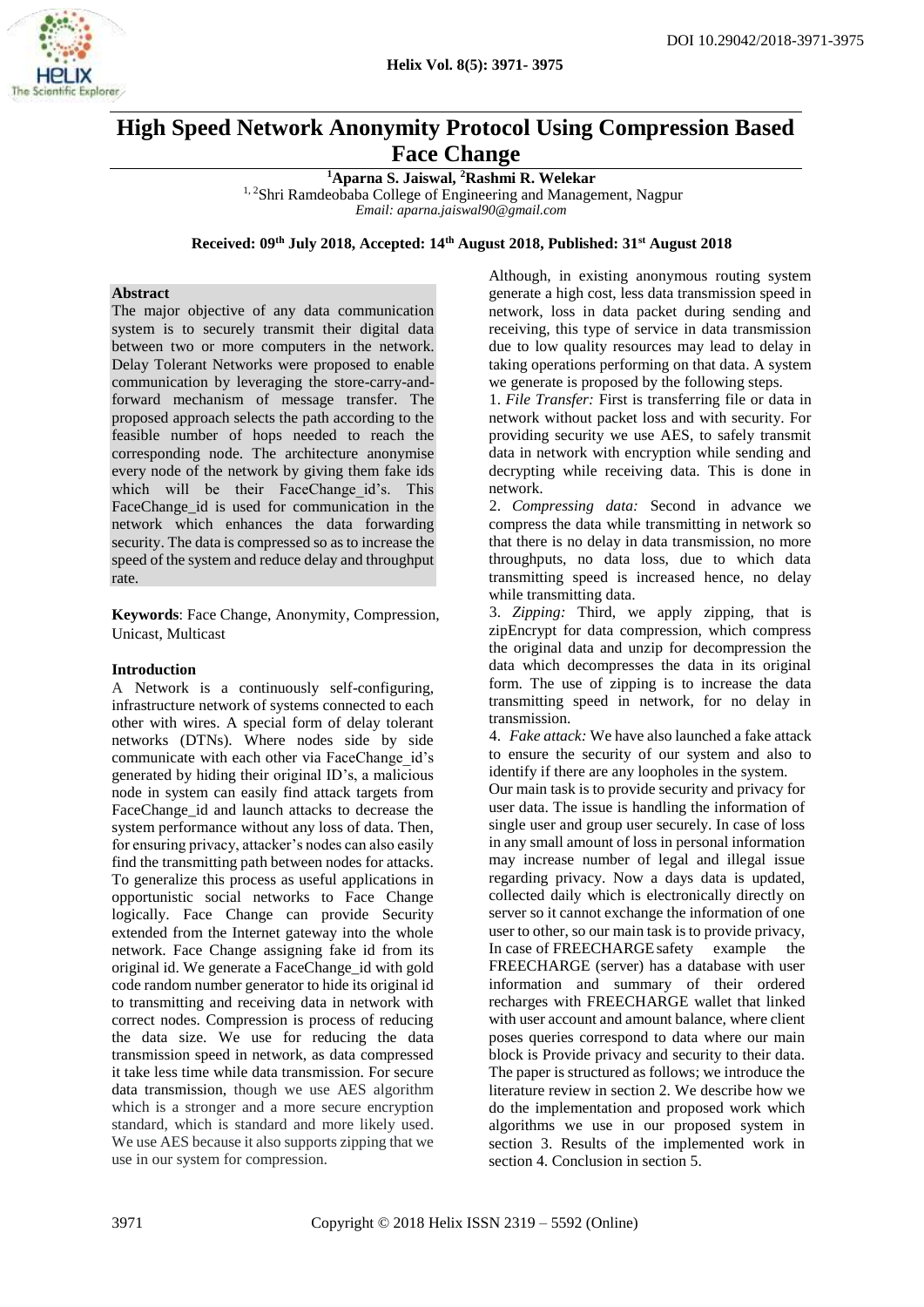DOI 10.29042/2018-3971-3975

# High Speed Network Anonymity Protocol Using Compression Based Face Change

**[1]Aparna S. Jaiswal, [2]Rashmi R. Welekar**

[1, 2]Shri Ramdeobaba College of Engineering and Management, Nagpur

*Email: aparna.jaiswal90@gmail.com*

**Received: 09th July 2018, Accepted: 14th August 2018, Published: 31st August 2018**

## Abstract

The major objective of any data communication system is to securely transmit their digital data between two or more computers in the network. Delay Tolerant Networks were proposed to enable communication by leveraging the store-carry-and-forward mechanism of message transfer. The proposed approach selects the path according to the feasible number of hops needed to reach the corresponding node. The architecture anonymise every node of the network by giving them fake ids which will be their FaceChange_id's. This FaceChange_id is used for communication in the network which enhances the data forwarding security. The data is compressed so as to increase the speed of the system and reduce delay and throughput rate.

**Keywords**: Face Change, Anonymity, Compression, Unicast, Multicast

## Introduction

A Network is a continuously self-configuring, infrastructure network of systems connected to each other with wires. A special form of delay tolerant networks (DTNs). Where nodes side by side communicate with each other via FaceChange_id's generated by hiding their original ID's, a malicious node in system can easily find attack targets from FaceChange_id and launch attacks to decrease the system performance without any loss of data. Then, for ensuring privacy, attacker's nodes can also easily find the transmitting path between nodes for attacks. To generalize this process as useful applications in opportunistic social networks to Face Change logically. Face Change can provide Security extended from the Internet gateway into the whole network. Face Change assigning fake id from its original id. We generate a FaceChange_id with gold code random number generator to hide its original id to transmitting and receiving data in network with correct nodes. Compression is process of reducing the data size. We use for reducing the data transmission speed in network, as data compressed it take less time while data transmission. For secure data transmission, though we use AES algorithm which is a stronger and a more secure encryption standard, which is standard and more likely used. We use AES because it also supports zipping that we use in our system for compression.

Although, in existing anonymous routing system generate a high cost, less data transmission speed in network, loss in data packet during sending and receiving, this type of service in data transmission due to low quality resources may lead to delay in taking operations performing on that data. A system we generate is proposed by the following steps.

1. *File Transfer:* First is transferring file or data in network without packet loss and with security. For providing security we use AES, to safely transmit data in network with encryption while sending and decrypting while receiving data. This is done in network.
2. *Compressing data:* Second in advance we compress the data while transmitting in network so that there is no delay in data transmission, no more throughputs, no data loss, due to which data transmitting speed is increased hence, no delay while transmitting data.
3. *Zipping:* Third, we apply zipping, that is zipEncrypt for data compression, which compress the original data and unzip for decompression the data which decompresses the data in its original form. The use of zipping is to increase the data transmitting speed in network, for no delay in transmission.
4. *Fake attack:* We have also launched a fake attack to ensure the security of our system and also to identify if there are any loopholes in the system.

Our main task is to provide security and privacy for user data. The issue is handling the information of single user and group user securely. In case of loss in any small amount of loss in personal information may increase number of legal and illegal issue regarding privacy. Now a days data is updated, collected daily which is electronically directly on server so it cannot exchange the information of one user to other, so our main task is to provide privacy, In case of FREECHARGE safety example the FREECHARGE (server) has a database with user information and summary of their ordered recharges with FREECHARGE wallet that linked with user account and amount balance, where client poses queries correspond to data where our main block is Provide privacy and security to their data. The paper is structured as follows; we introduce the literature review in section 2. We describe how we do the implementation and proposed work which algorithms we use in our proposed system in section 3. Results of the implemented work in section 4. Conclusion in section 5.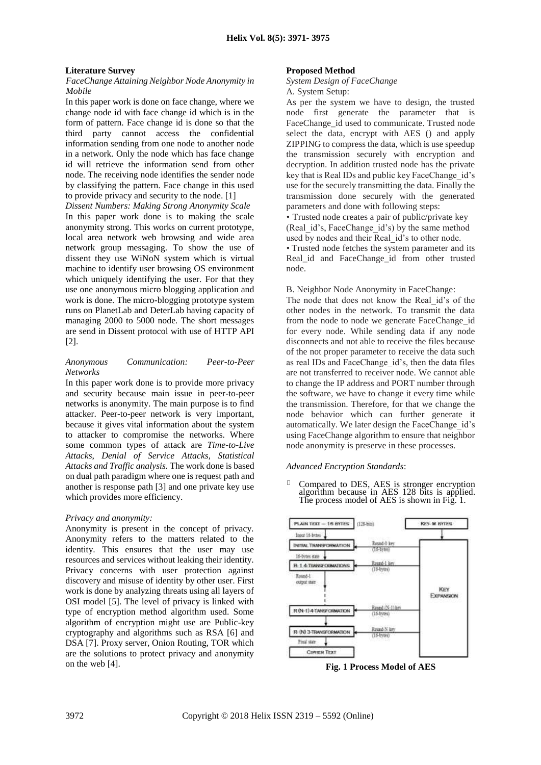### Literature Survey

*FaceChange Attaining Neighbor Node Anonymity in Mobile*

In this paper work is done on face change, where we change node id with face change id which is in the form of pattern. Face change id is done so that the third party cannot access the confidential information sending from one node to another node in a network. Only the node which has face change id will retrieve the information send from other node. The receiving node identifies the sender node by classifying the pattern. Face change in this used to provide privacy and security to the node. [1]

*Dissent Numbers: Making Strong Anonymity Scale*

In this paper work done is to making the scale anonymity strong. This works on current prototype, local area network web browsing and wide area network group messaging. To show the use of dissent they use WiNoN system which is virtual machine to identify user browsing OS environment which uniquely identifying the user. For that they use one anonymous micro blogging application and work is done. The micro-blogging prototype system runs on PlanetLab and DeterLab having capacity of managing 2000 to 5000 node. The short messages are send in Dissent protocol with use of HTTP API [2].

*Anonymous Communication: Peer-to-Peer Networks*

In this paper work done is to provide more privacy and security because main issue in peer-to-peer networks is anonymity. The main purpose is to find attacker. Peer-to-peer network is very important, because it gives vital information about the system to attacker to compromise the networks. Where some common types of attack are *Time-to-Live Attacks, Denial of Service Attacks, Statistical Attacks and Traffic analysis.* The work done is based on dual path paradigm where one is request path and another is response path [3] and one private key use which provides more efficiency.

*Privacy and anonymity:*

Anonymity is present in the concept of privacy. Anonymity refers to the matters related to the identity. This ensures that the user may use resources and services without leaking their identity. Privacy concerns with user protection against discovery and misuse of identity by other user. First work is done by analyzing threats using all layers of OSI model [5]. The level of privacy is linked with type of encryption method algorithm used. Some algorithm of encryption might use are Public-key cryptography and algorithms such as RSA [6] and DSA [7]. Proxy server, Onion Routing, TOR which are the solutions to protect privacy and anonymity on the web [4].

### Proposed Method

*System Design of FaceChange*

A. System Setup:

As per the system we have to design, the trusted node first generate the parameter that is FaceChange_id used to communicate. Trusted node select the data, encrypt with AES () and apply ZIPPING to compress the data, which is use speedup the transmission securely with encryption and decryption. In addition trusted node has the private key that is Real IDs and public key FaceChange_id's use for the securely transmitting the data. Finally the transmission done securely with the generated parameters and done with following steps:

- Trusted node creates a pair of public/private key (Real_id's, FaceChange_id's) by the same method used by nodes and their Real_id's to other node.
- Trusted node fetches the system parameter and its Real_id and FaceChange_id from other trusted node.

B. Neighbor Node Anonymity in FaceChange:

The node that does not know the Real_id's of the other nodes in the network. To transmit the data from the node to node we generate FaceChange_id for every node. While sending data if any node disconnects and not able to receive the files because of the not proper parameter to receive the data such as real IDs and FaceChange_id's, then the data files are not transferred to receiver node. We cannot able to change the IP address and PORT number through the software, we have to change it every time while the transmission. Therefore, for that we change the node behavior which can further generate it automatically. We later design the FaceChange_id's using FaceChange algorithm to ensure that neighbor node anonymity is preserve in these processes.

*Advanced Encryption Standards*:

- Compared to DES, AES is stronger encryption algorithm because in AES 128 bits is applied. The process model of AES is shown in Fig. 1.

**Fig. 1 Process Model of AES**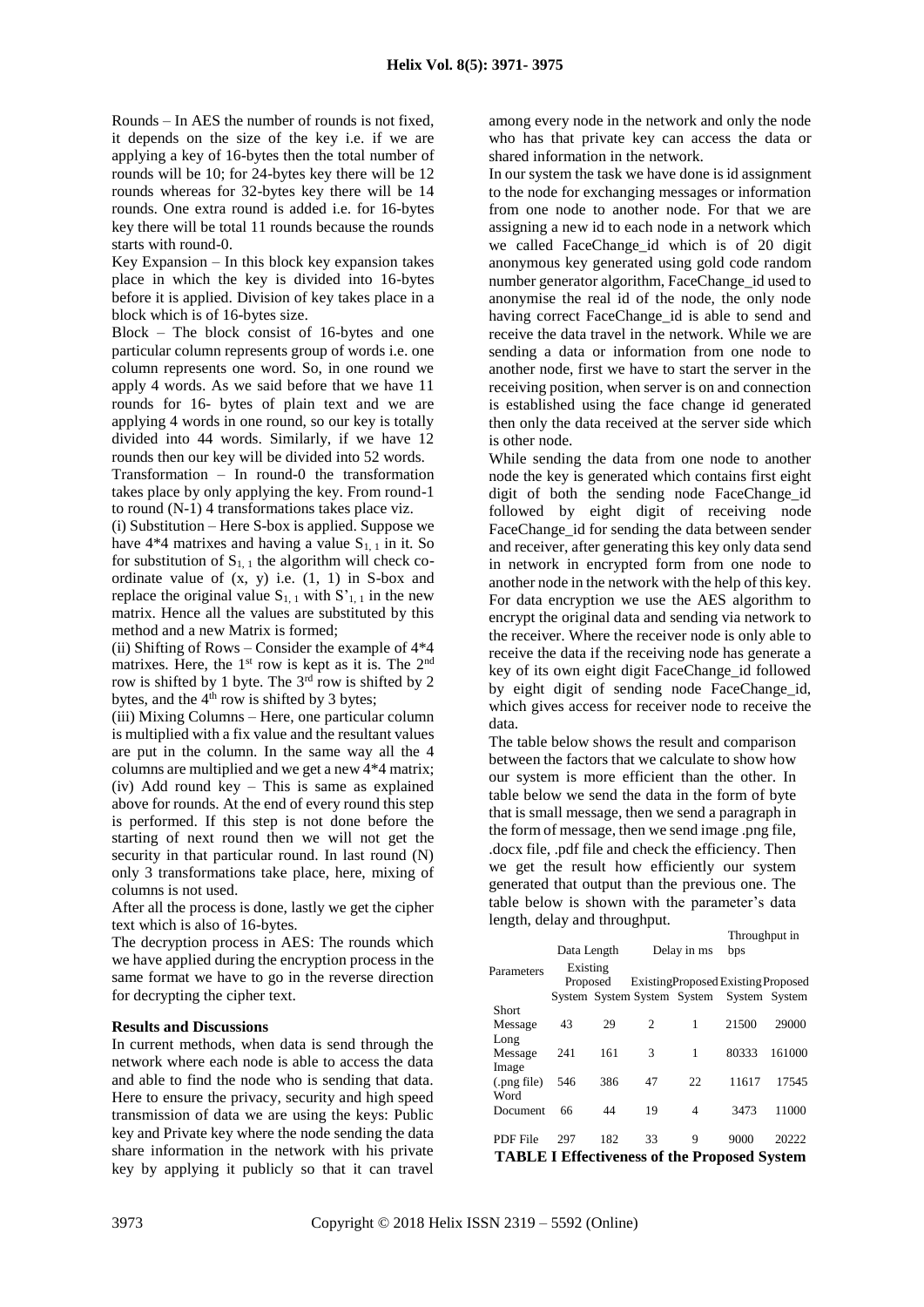Rounds – In AES the number of rounds is not fixed, it depends on the size of the key i.e. if we are applying a key of 16-bytes then the total number of rounds will be 10; for 24-bytes key there will be 12 rounds whereas for 32-bytes key there will be 14 rounds. One extra round is added i.e. for 16-bytes key there will be total 11 rounds because the rounds starts with round-0.

Key Expansion – In this block key expansion takes place in which the key is divided into 16-bytes before it is applied. Division of key takes place in a block which is of 16-bytes size.

Block – The block consist of 16-bytes and one particular column represents group of words i.e. one column represents one word. So, in one round we apply 4 words. As we said before that we have 11 rounds for 16- bytes of plain text and we are applying 4 words in one round, so our key is totally divided into 44 words. Similarly, if we have 12 rounds then our key will be divided into 52 words.

Transformation – In round-0 the transformation takes place by only applying the key. From round-1 to round (N-1) 4 transformations takes place viz.

(i) Substitution – Here S-box is applied. Suppose we have 4*4 matrixes and having a value $S_{1,1}$ in it. So for substitution of $S_{1,1}$ the algorithm will check co-ordinate value of (x, y) i.e. (1, 1) in S-box and replace the original value $S_{1,1}$ with $S'_{1,1}$ in the new matrix. Hence all the values are substituted by this method and a new Matrix is formed;

(ii) Shifting of Rows – Consider the example of 4*4 matrixes. Here, the 1st row is kept as it is. The 2nd row is shifted by 1 byte. The 3rd row is shifted by 2 bytes, and the 4th row is shifted by 3 bytes;

(iii) Mixing Columns – Here, one particular column is multiplied with a fix value and the resultant values are put in the column. In the same way all the 4 columns are multiplied and we get a new 4*4 matrix;

(iv) Add round key – This is same as explained above for rounds. At the end of every round this step is performed. If this step is not done before the starting of next round then we will not get the security in that particular round. In last round (N) only 3 transformations take place, here, mixing of columns is not used.

After all the process is done, lastly we get the cipher text which is also of 16-bytes.

The decryption process in AES: The rounds which we have applied during the encryption process in the same format we have to go in the reverse direction for decrypting the cipher text.

### Results and Discussions

In current methods, when data is send through the network where each node is able to access the data and able to find the node who is sending that data. Here to ensure the privacy, security and high speed transmission of data we are using the keys: Public key and Private key where the node sending the data share information in the network with his private key by applying it publicly so that it can travel among every node in the network and only the node who has that private key can access the data or shared information in the network.

In our system the task we have done is id assignment to the node for exchanging messages or information from one node to another node. For that we are assigning a new id to each node in a network which we called FaceChange_id which is of 20 digit anonymous key generated using gold code random number generator algorithm, FaceChange_id used to anonymise the real id of the node, the only node having correct FaceChange_id is able to send and receive the data travel in the network. While we are sending a data or information from one node to another node, first we have to start the server in the receiving position, when server is on and connection is established using the face change id generated then only the data received at the server side which is other node.

While sending the data from one node to another node the key is generated which contains first eight digit of both the sending node FaceChange_id followed by eight digit of receiving node FaceChange_id for sending the data between sender and receiver, after generating this key only data send in network in encrypted form from one node to another node in the network with the help of this key. For data encryption we use the AES algorithm to encrypt the original data and sending via network to the receiver. Where the receiver node is only able to receive the data if the receiving node has generate a key of its own eight digit FaceChange_id followed by eight digit of sending node FaceChange_id, which gives access for receiver node to receive the data.

The table below shows the result and comparison between the factors that we calculate to show how our system is more efficient than the other. In table below we send the data in the form of byte that is small message, then we send a paragraph in the form of message, then we send image .png file, .docx file, .pdf file and check the efficiency. Then we get the result how efficiently our system generated that output than the previous one. The table below is shown with the parameter's data length, delay and throughput.

| Parameters | Data Length | | Delay in ms | | Throughput in bps | |
|---|---|---|---|---|---|---|
| | Existing System | Proposed System | Existing System | Proposed System | Existing System | Proposed System |
| Short Message | 43 | 29 | 2 | 1 | 21500 | 29000 |
| Long Message | 241 | 161 | 3 | 1 | 80333 | 161000 |
| Image (.png file) | 546 | 386 | 47 | 22 | 11617 | 17545 |
| Word Document | 66 | 44 | 19 | 4 | 3473 | 11000 |
| PDF File | 297 | 182 | 33 | 9 | 9000 | 20222 |

**TABLE I Effectiveness of the Proposed System**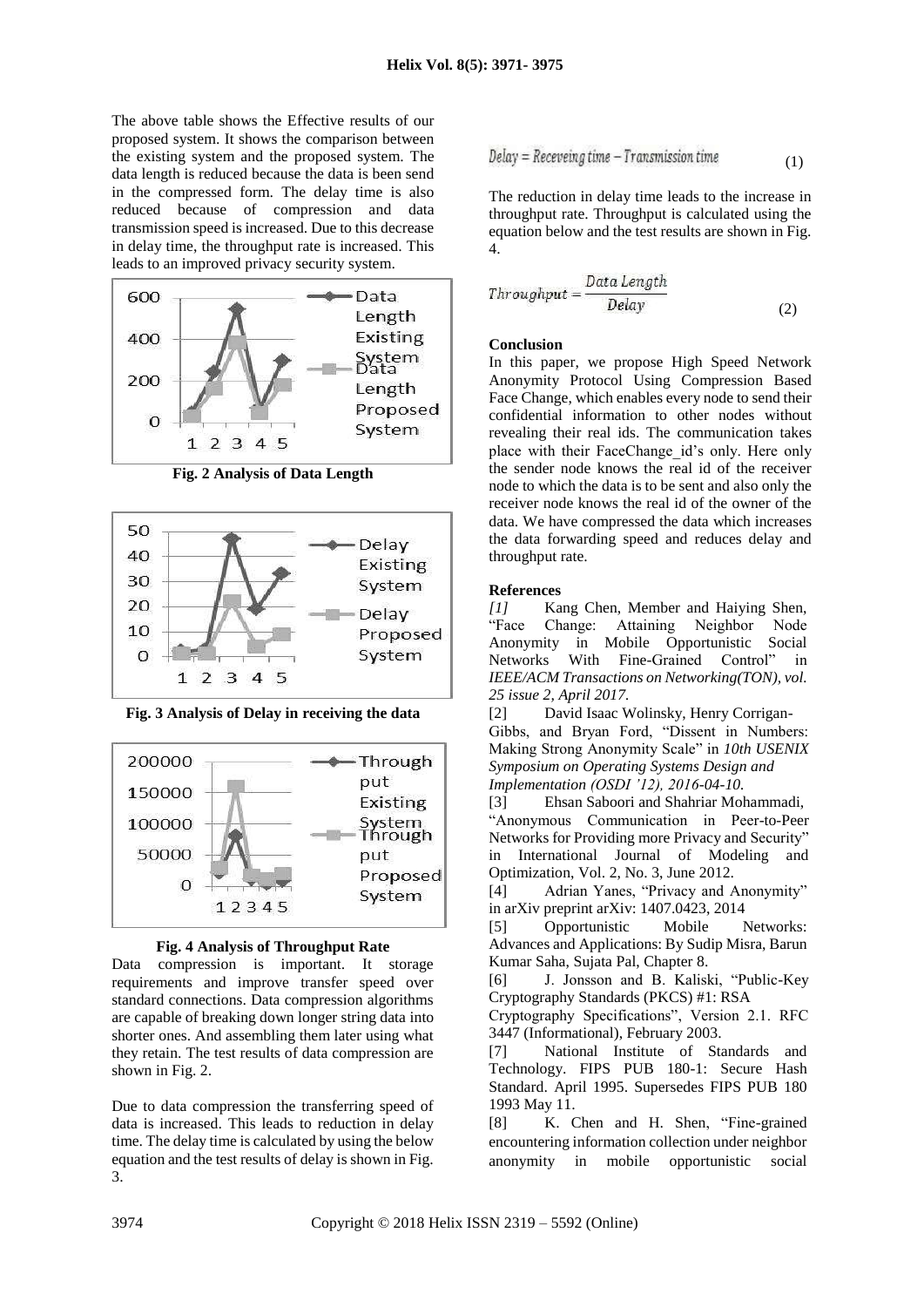The above table shows the Effective results of our proposed system. It shows the comparison between the existing system and the proposed system. The data length is reduced because the data is been send in the compressed form. The delay time is also reduced because of compression and data transmission speed is increased. Due to this decrease in delay time, the throughput rate is increased. This leads to an improved privacy security system.

**Fig. 2 Analysis of Data Length**

**Fig. 3 Analysis of Delay in receiving the data**

**Fig. 4 Analysis of Throughput Rate**

Data compression is important. It storage requirements and improve transfer speed over standard connections. Data compression algorithms are capable of breaking down longer string data into shorter ones. And assembling them later using what they retain. The test results of data compression are shown in Fig. 2.

Due to data compression the transferring speed of data is increased. This leads to reduction in delay time. The delay time is calculated by using the below equation and the test results of delay is shown in Fig. 3.

$$Delay = Receveing\ time - Transmission\ time \tag{1}$$

The reduction in delay time leads to the increase in throughput rate. Throughput is calculated using the equation below and the test results are shown in Fig. 4.

$$Throughput = \frac{Data\ Length}{Delay} \tag{2}$$

**Conclusion**

In this paper, we propose High Speed Network Anonymity Protocol Using Compression Based Face Change, which enables every node to send their confidential information to other nodes without revealing their real ids. The communication takes place with their FaceChange_id's only. Here only the sender node knows the real id of the receiver node to which the data is to be sent and also only the receiver node knows the real id of the owner of the data. We have compressed the data which increases the data forwarding speed and reduces delay and throughput rate.

**References**

*[1]* Kang Chen, Member and Haiying Shen, "Face Change: Attaining Neighbor Node Anonymity in Mobile Opportunistic Social Networks With Fine-Grained Control" in *IEEE/ACM Transactions on Networking(TON), vol. 25 issue 2, April 2017.*

[2] David Isaac Wolinsky, Henry Corrigan-Gibbs, and Bryan Ford, "Dissent in Numbers: Making Strong Anonymity Scale" in *10th USENIX Symposium on Operating Systems Design and Implementation (OSDI '12), 2016-04-10.*

[3] Ehsan Saboori and Shahriar Mohammadi, "Anonymous Communication in Peer-to-Peer Networks for Providing more Privacy and Security" in International Journal of Modeling and Optimization, Vol. 2, No. 3, June 2012.

[4] Adrian Yanes, "Privacy and Anonymity" in arXiv preprint arXiv: 1407.0423, 2014

[5] Opportunistic Mobile Networks: Advances and Applications: By Sudip Misra, Barun Kumar Saha, Sujata Pal, Chapter 8.

[6] J. Jonsson and B. Kaliski, "Public-Key Cryptography Standards (PKCS) #1: RSA Cryptography Specifications", Version 2.1. RFC 3447 (Informational), February 2003.

[7] National Institute of Standards and Technology. FIPS PUB 180-1: Secure Hash Standard. April 1995. Supersedes FIPS PUB 180 1993 May 11.

[8] K. Chen and H. Shen, "Fine-grained encountering information collection under neighbor anonymity in mobile opportunistic social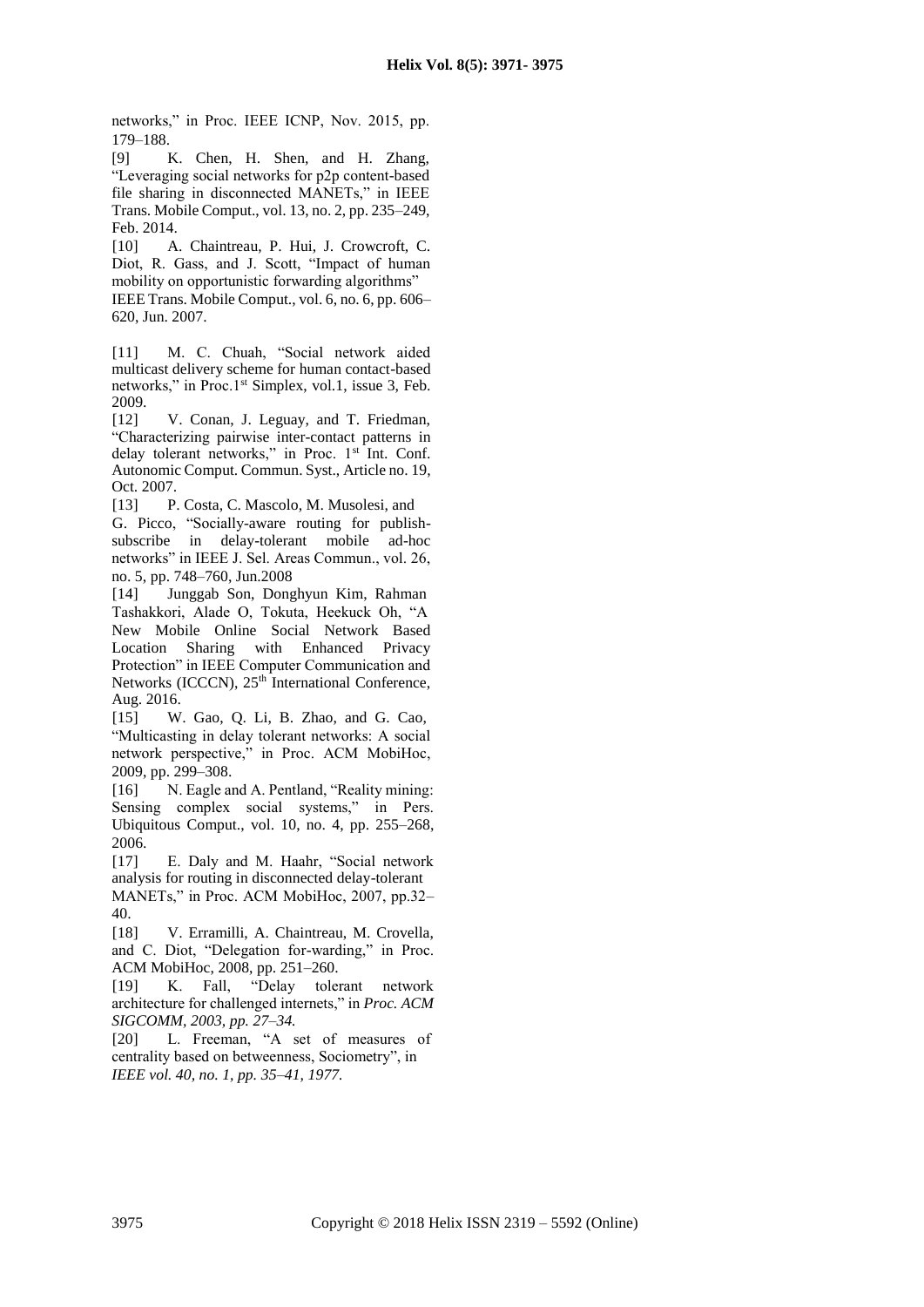networks," in Proc. IEEE ICNP, Nov. 2015, pp. 179–188.

[9] K. Chen, H. Shen, and H. Zhang, "Leveraging social networks for p2p content-based file sharing in disconnected MANETs," in IEEE Trans. Mobile Comput., vol. 13, no. 2, pp. 235–249, Feb. 2014.

[10] A. Chaintreau, P. Hui, J. Crowcroft, C. Diot, R. Gass, and J. Scott, "Impact of human mobility on opportunistic forwarding algorithms" IEEE Trans. Mobile Comput., vol. 6, no. 6, pp. 606–620, Jun. 2007.

[11] M. C. Chuah, "Social network aided multicast delivery scheme for human contact-based networks," in Proc.1st Simplex, vol.1, issue 3, Feb. 2009.

[12] V. Conan, J. Leguay, and T. Friedman, "Characterizing pairwise inter-contact patterns in delay tolerant networks," in Proc. 1st Int. Conf. Autonomic Comput. Commun. Syst., Article no. 19, Oct. 2007.

[13] P. Costa, C. Mascolo, M. Musolesi, and G. Picco, "Socially-aware routing for publish-subscribe in delay-tolerant mobile ad-hoc networks" in IEEE J. Sel. Areas Commun., vol. 26, no. 5, pp. 748–760, Jun.2008

[14] Junggab Son, Donghyun Kim, Rahman Tashakkori, Alade O, Tokuta, Heekuck Oh, "A New Mobile Online Social Network Based Location Sharing with Enhanced Privacy Protection" in IEEE Computer Communication and Networks (ICCCN), 25th International Conference, Aug. 2016.

[15] W. Gao, Q. Li, B. Zhao, and G. Cao, "Multicasting in delay tolerant networks: A social network perspective," in Proc. ACM MobiHoc, 2009, pp. 299–308.

[16] N. Eagle and A. Pentland, "Reality mining: Sensing complex social systems," in Pers. Ubiquitous Comput., vol. 10, no. 4, pp. 255–268, 2006.

[17] E. Daly and M. Haahr, "Social network analysis for routing in disconnected delay-tolerant MANETs," in Proc. ACM MobiHoc, 2007, pp.32–40.

[18] V. Erramilli, A. Chaintreau, M. Crovella, and C. Diot, "Delegation for-warding," in Proc. ACM MobiHoc, 2008, pp. 251–260.

[19] K. Fall, "Delay tolerant network architecture for challenged internets," in *Proc. ACM SIGCOMM, 2003, pp. 27–34.*

[20] L. Freeman, "A set of measures of centrality based on betweenness, Sociometry", in *IEEE vol. 40, no. 1, pp. 35–41, 1977.*